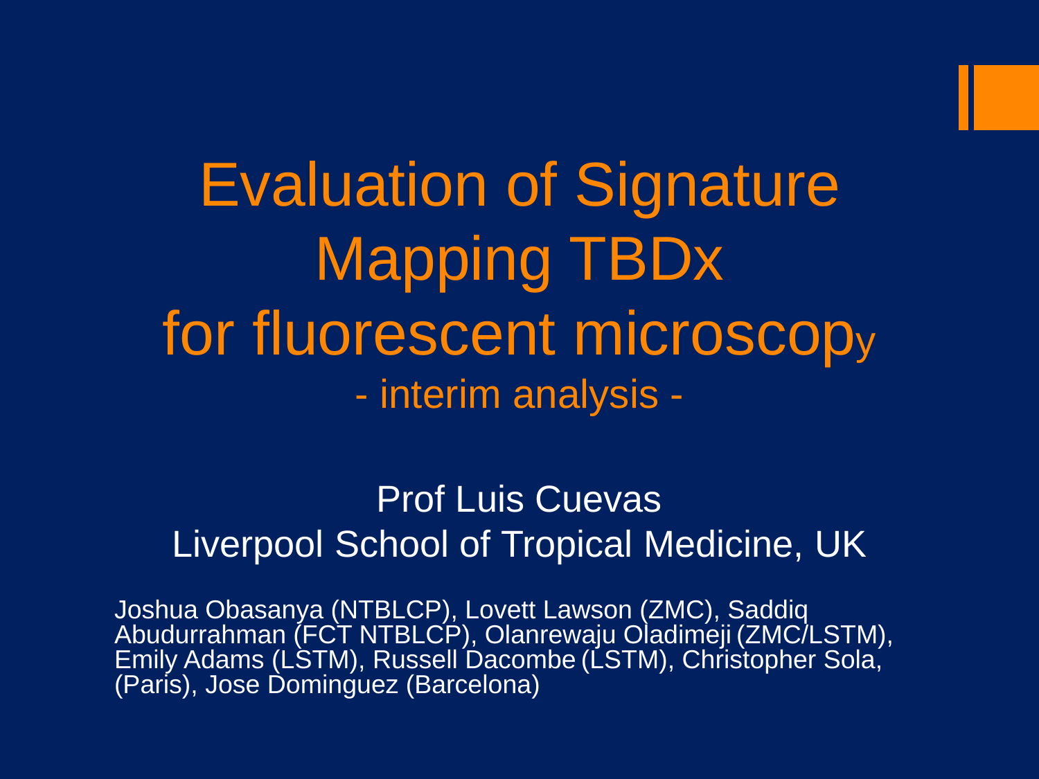# Evaluation of Signature Mapping TBDx for fluorescent microscopy

## - interim analysis -

Prof Luis Cuevas

Liverpool School of Tropical Medicine, UK

Joshua Obasanya (NTBLCP), Lovett Lawson (ZMC), Saddiq Abudurrahman (FCT NTBLCP), Olanrewaju Oladimeji (ZMC/LSTM), Emily Adams (LSTM), Russell Dacombe (LSTM), Christopher Sola, (Paris), Jose Dominguez (Barcelona)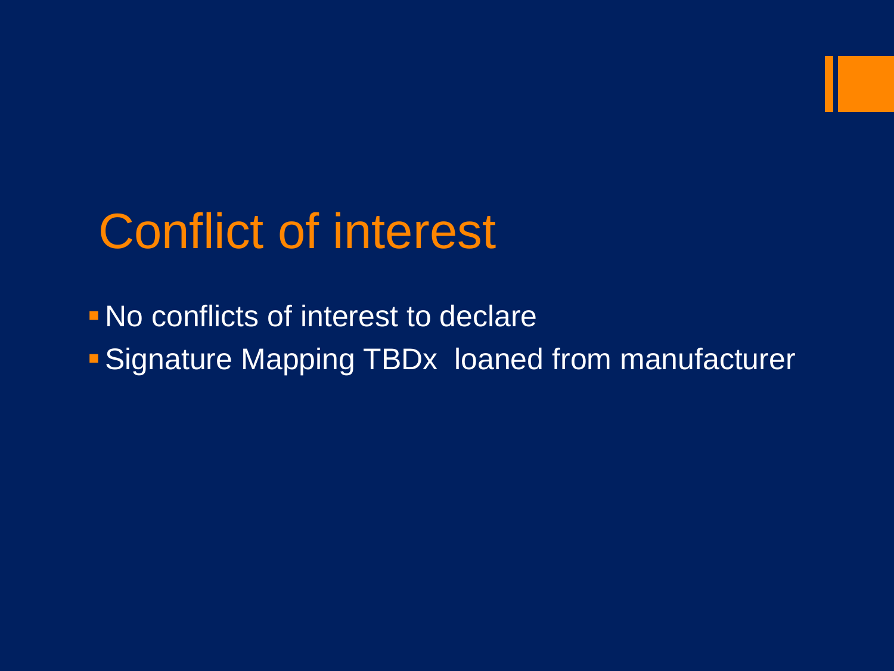# Conflict of interest

- No conflicts of interest to declare
- Signature Mapping TBDx  loaned from manufacturer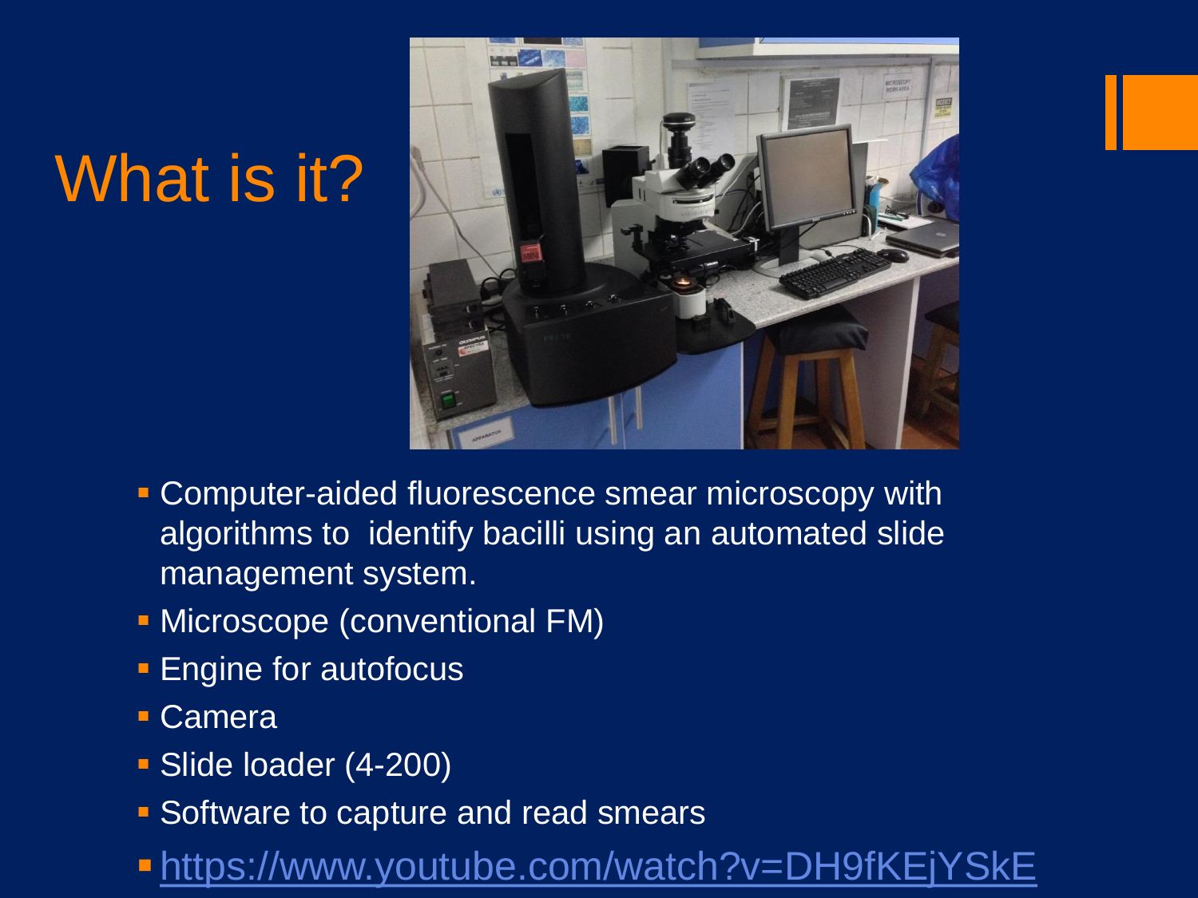# What is it?

- Computer-aided fluorescence smear microscopy with algorithms to identify bacilli using an automated slide management system.
- Microscope (conventional FM)
- Engine for autofocus
- Camera
- Slide loader (4-200)
- Software to capture and read smears
- https://www.youtube.com/watch?v=DH9fKEjYSkE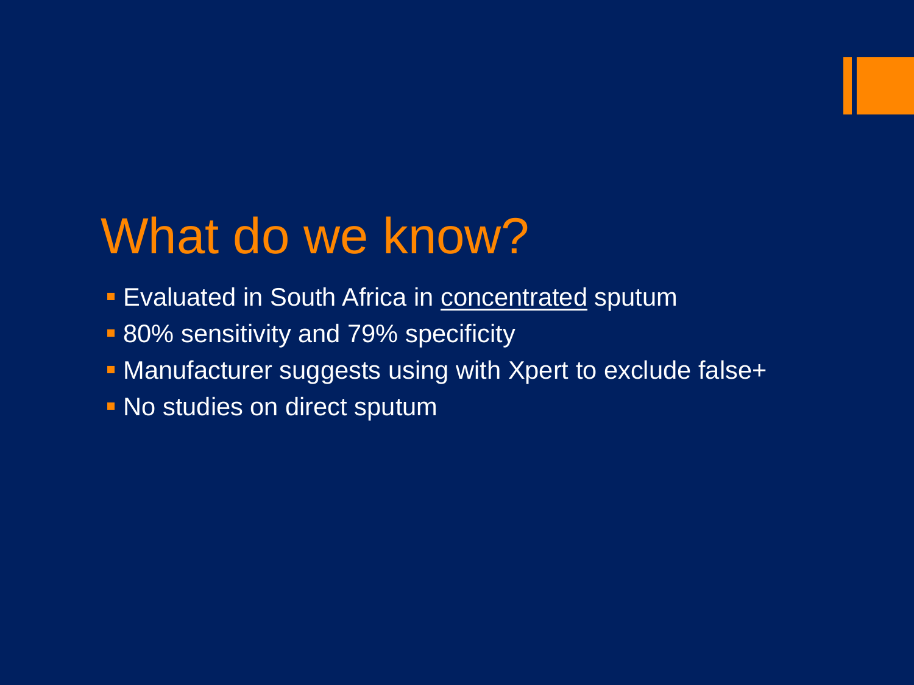# What do we know?

- Evaluated in South Africa in <u>concentrated</u> sputum
- 80% sensitivity and 79% specificity
- Manufacturer suggests using with Xpert to exclude false+
- No studies on direct sputum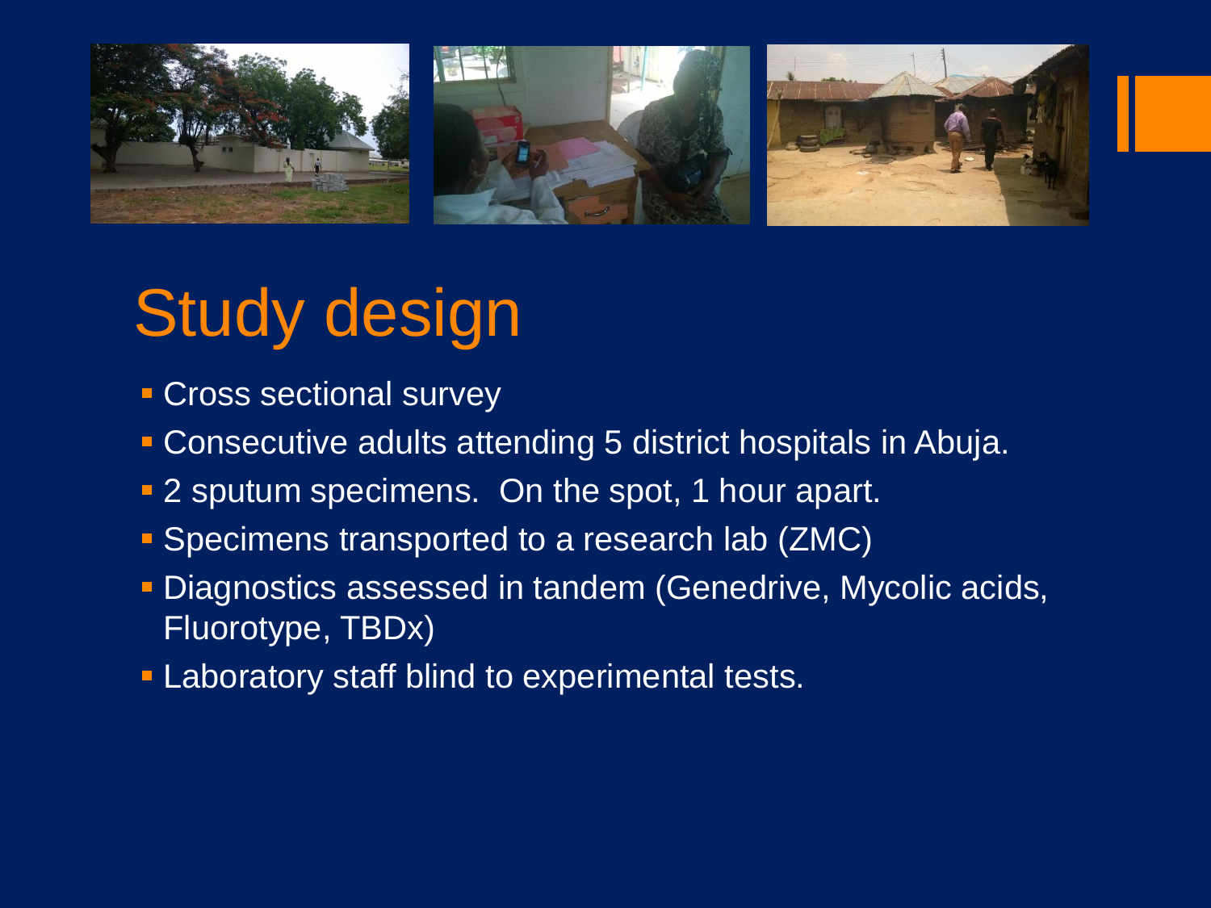# Study design

- Cross sectional survey
- Consecutive adults attending 5 district hospitals in Abuja.
- 2 sputum specimens. On the spot, 1 hour apart.
- Specimens transported to a research lab (ZMC)
- Diagnostics assessed in tandem (Genedrive, Mycolic acids, Fluorotype, TBDx)
- Laboratory staff blind to experimental tests.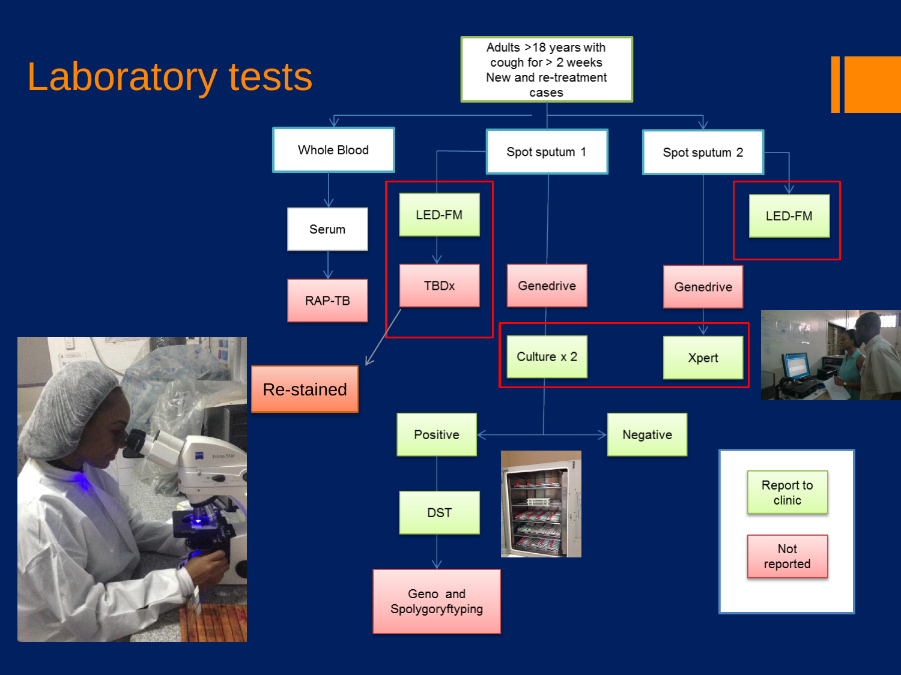# Laboratory tests

Adults >18 years with cough for > 2 weeks New and re-treatment cases

- Whole Blood
  - Serum
    - RAP-TB
- Spot sputum 1
  - LED-FM
    - TBDx
      - Re-stained
  - Genedrive
    - Culture x 2
- Spot sputum 2
  - LED-FM
  - Genedrive
    - Xpert

Culture x 2:

- Positive
  - DST
    - Geno and Spolygoryftyping
- Negative

Report to clinic

Not reported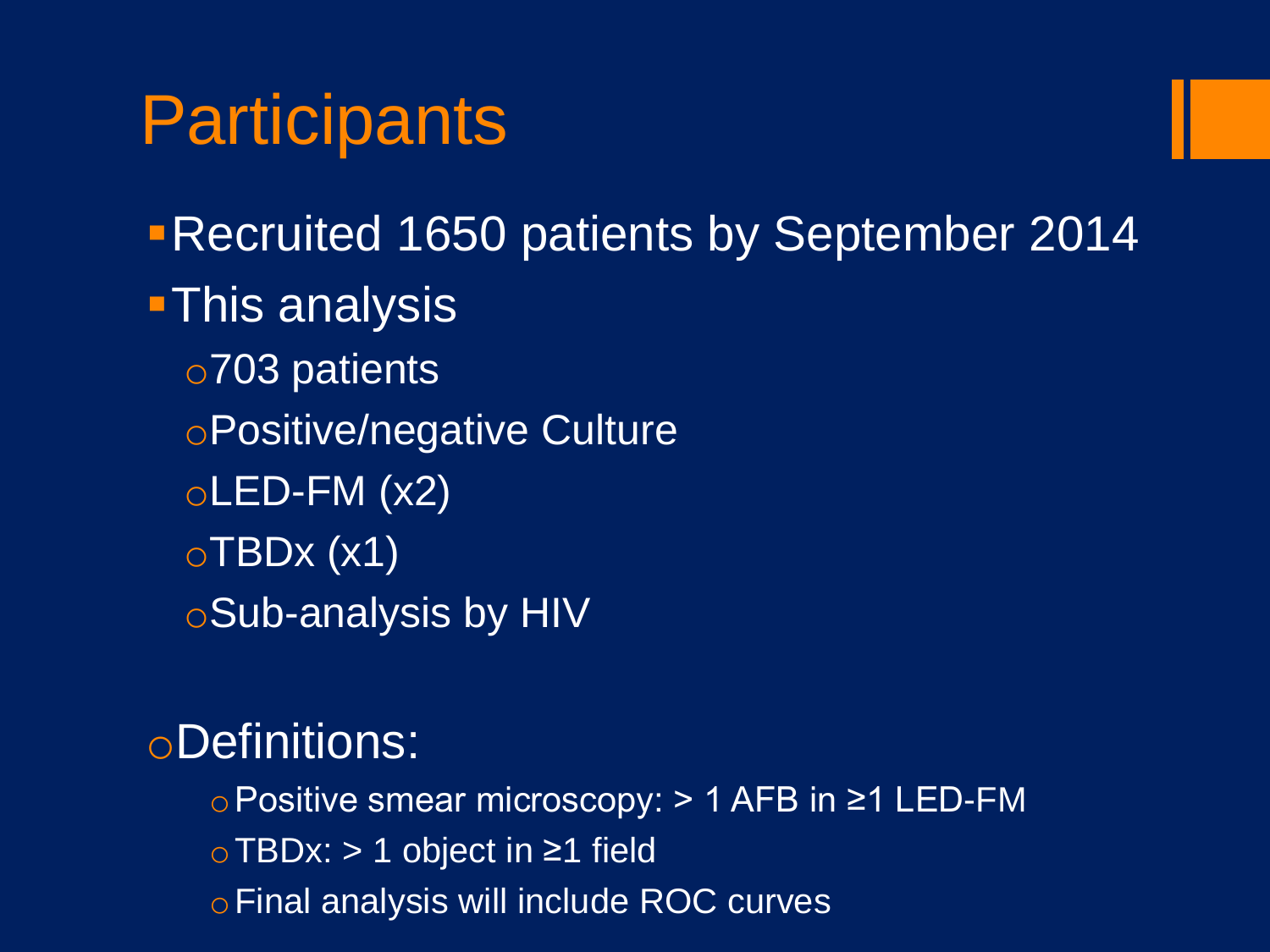# Participants

- Recruited 1650 patients by September 2014
- This analysis
  - 703 patients
  - Positive/negative Culture
  - LED-FM (x2)
  - TBDx (x1)
  - Sub-analysis by HIV

- Definitions:
  - Positive smear microscopy: > 1 AFB in ≥1 LED-FM
  - TBDx: > 1 object in ≥1 field
  - Final analysis will include ROC curves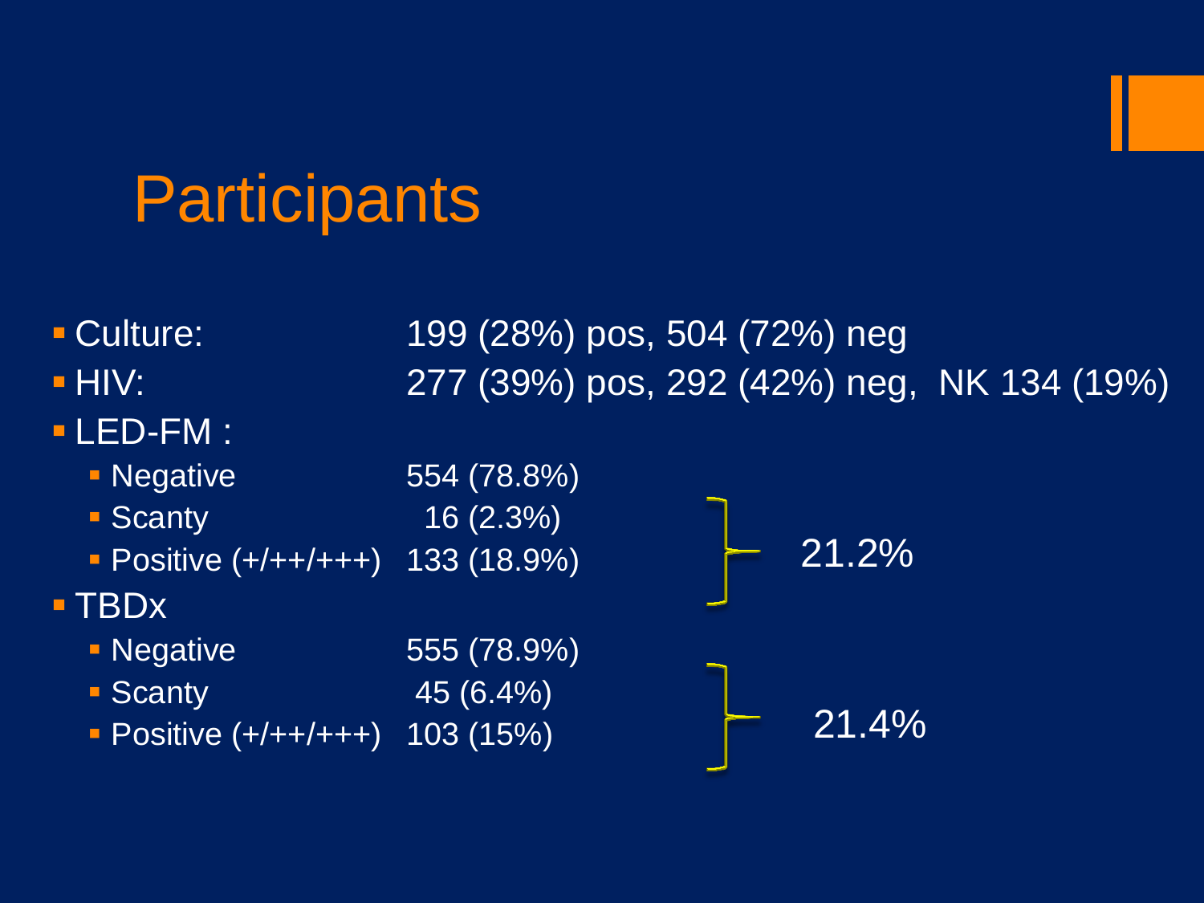# Participants

- Culture: 199 (28%) pos, 504 (72%) neg
- HIV: 277 (39%) pos, 292 (42%) neg, NK 134 (19%)
- LED-FM :
  - Negative 554 (78.8%)
  - Scanty 16 (2.3%)
  - Positive (+/++/+++) 133 (18.9%)
  - Scanty + Positive: 21.2%
- TBDx
  - Negative 555 (78.9%)
  - Scanty 45 (6.4%)
  - Positive (+/++/+++) 103 (15%)
  - Scanty + Positive: 21.4%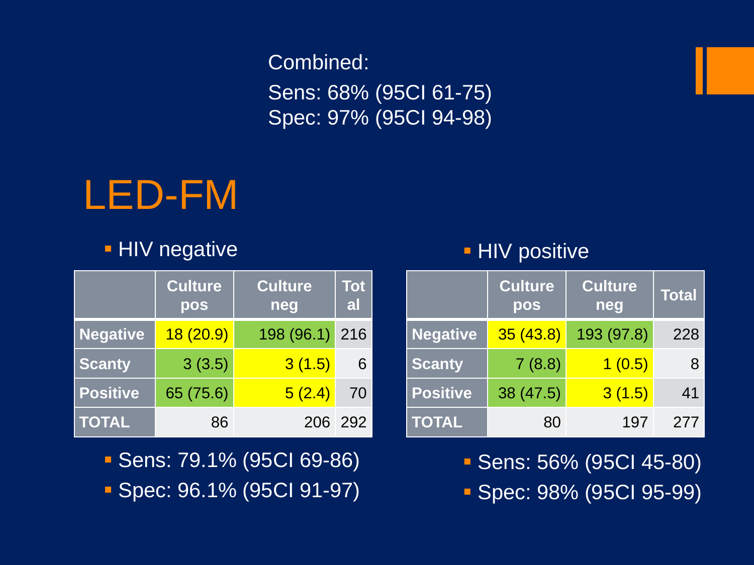Combined:

Sens: 68% (95CI 61-75)

Spec: 97% (95CI 94-98)

# LED-FM

- HIV negative

| | Culture pos | Culture neg | Total |
|---|---|---|---|
| **Negative** | 18 (20.9) | 198 (96.1) | 216 |
| **Scanty** | 3 (3.5) | 3 (1.5) | 6 |
| **Positive** | 65 (75.6) | 5 (2.4) | 70 |
| **TOTAL** | 86 | 206 | 292 |

- Sens: 79.1% (95CI 69-86)
- Spec: 96.1% (95CI 91-97)

- HIV positive

| | Culture pos | Culture neg | Total |
|---|---|---|---|
| **Negative** | 35 (43.8) | 193 (97.8) | 228 |
| **Scanty** | 7 (8.8) | 1 (0.5) | 8 |
| **Positive** | 38 (47.5) | 3 (1.5) | 41 |
| **TOTAL** | 80 | 197 | 277 |

- Sens: 56% (95CI 45-80)
- Spec: 98% (95CI 95-99)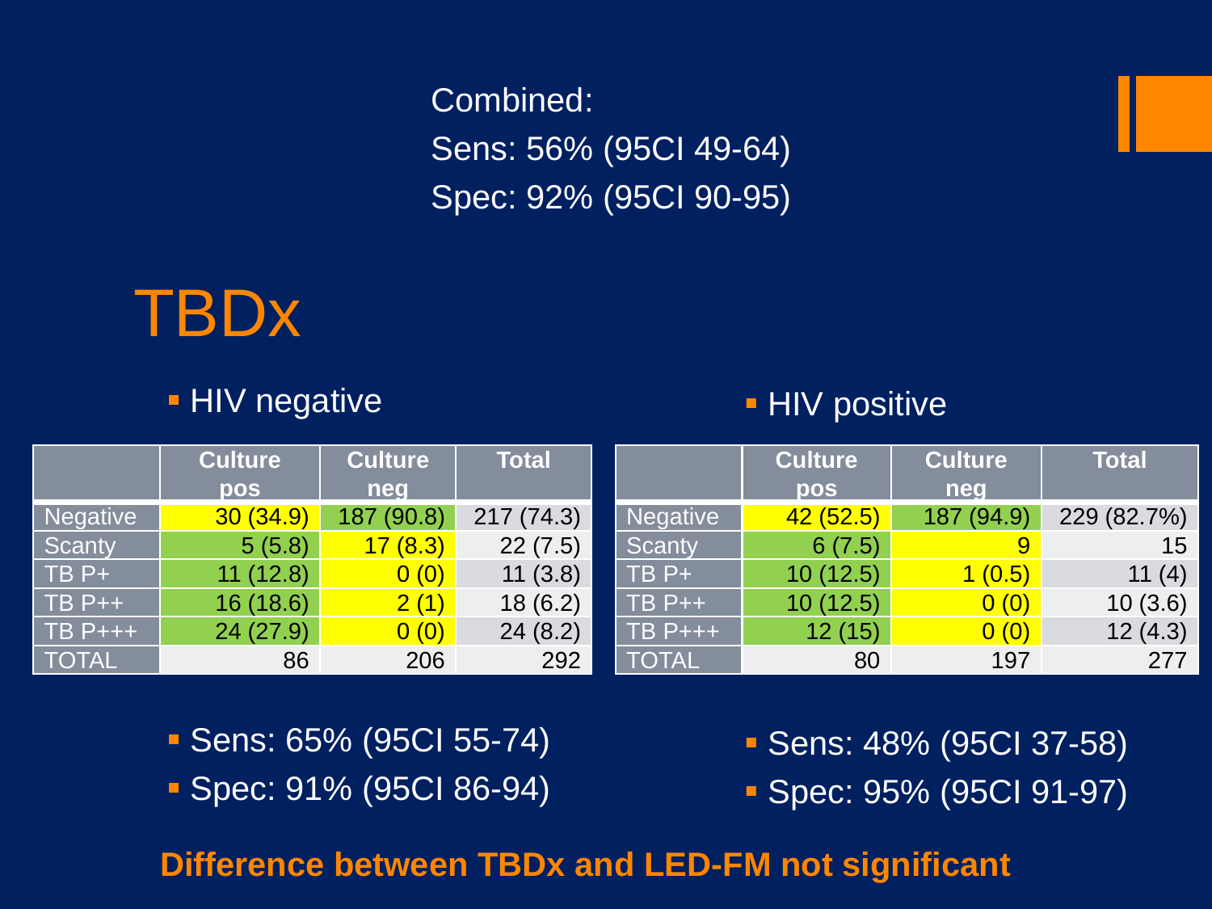Combined:

Sens: 56% (95CI 49-64)

Spec: 92% (95CI 90-95)

# TBDx

- HIV negative

| | Culture pos | Culture neg | Total |
|---|---|---|---|
| Negative | 30 (34.9) | 187 (90.8) | 217 (74.3) |
| Scanty | 5 (5.8) | 17 (8.3) | 22 (7.5) |
| TB P+ | 11 (12.8) | 0 (0) | 11 (3.8) |
| TB P++ | 16 (18.6) | 2 (1) | 18 (6.2) |
| TB P+++ | 24 (27.9) | 0 (0) | 24 (8.2) |
| TOTAL | 86 | 206 | 292 |

- Sens: 65% (95CI 55-74)
- Spec: 91% (95CI 86-94)

- HIV positive

| | Culture pos | Culture neg | Total |
|---|---|---|---|
| Negative | 42 (52.5) | 187 (94.9) | 229 (82.7%) |
| Scanty | 6 (7.5) | 9 | 15 |
| TB P+ | 10 (12.5) | 1 (0.5) | 11 (4) |
| TB P++ | 10 (12.5) | 0 (0) | 10 (3.6) |
| TB P+++ | 12 (15) | 0 (0) | 12 (4.3) |
| TOTAL | 80 | 197 | 277 |

- Sens: 48% (95CI 37-58)
- Spec: 95% (95CI 91-97)

**Difference between TBDx and LED-FM not significant**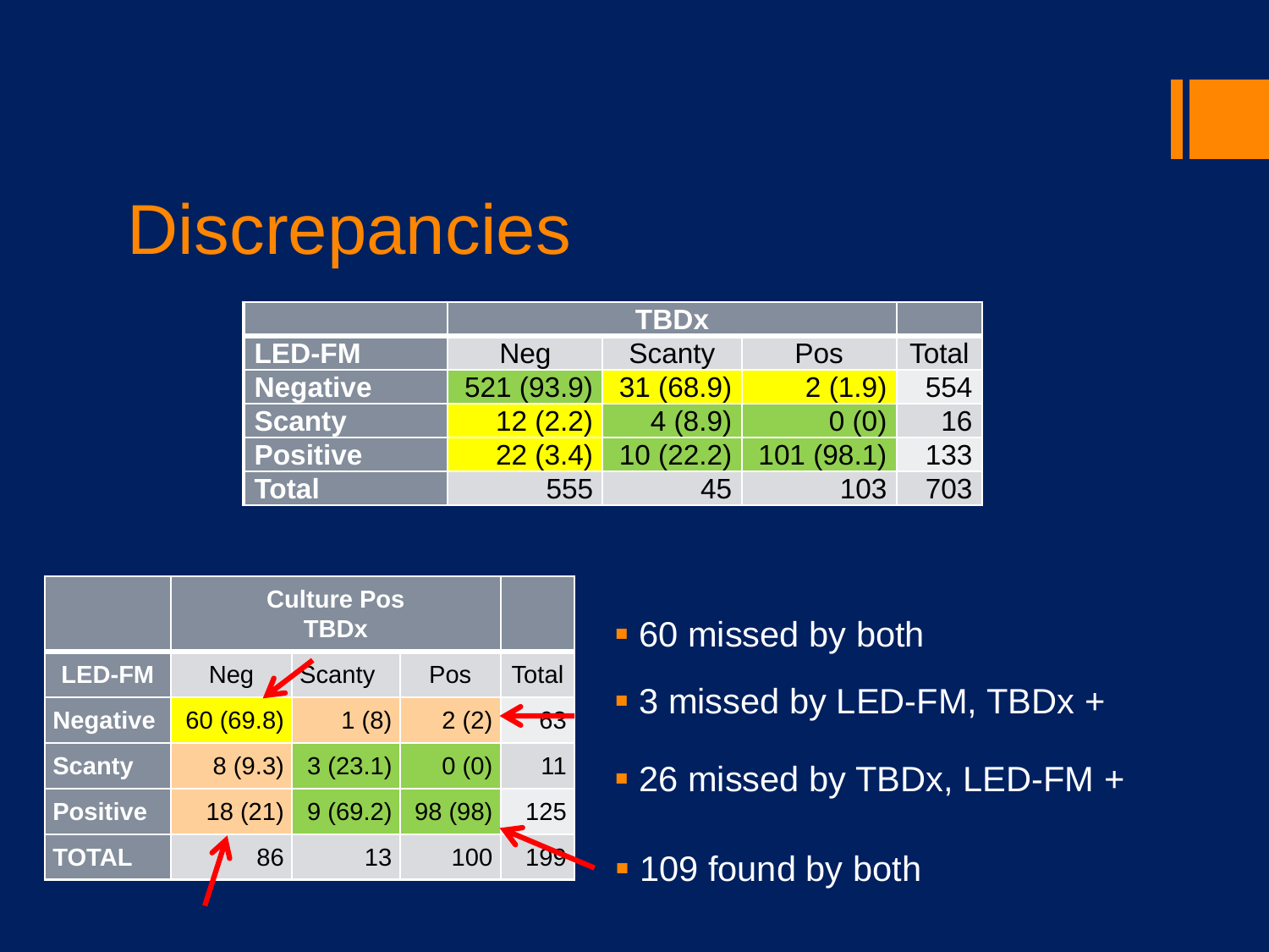# Discrepancies

| | TBDx | | | |
|---|---|---|---|---|
| **LED-FM** | Neg | Scanty | Pos | Total |
| **Negative** | 521 (93.9) | 31 (68.9) | 2 (1.9) | 554 |
| **Scanty** | 12 (2.2) | 4 (8.9) | 0 (0) | 16 |
| **Positive** | 22 (3.4) | 10 (22.2) | 101 (98.1) | 133 |
| **Total** | 555 | 45 | 103 | 703 |

| | Culture Pos TBDx | | | |
|---|---|---|---|---|
| **LED-FM** | Neg | Scanty | Pos | Total |
| **Negative** | 60 (69.8) | 1 (8) | 2 (2) | 63 |
| **Scanty** | 8 (9.3) | 3 (23.1) | 0 (0) | 11 |
| **Positive** | 18 (21) | 9 (69.2) | 98 (98) | 125 |
| **TOTAL** | 86 | 13 | 100 | 199 |

- 60 missed by both
- 3 missed by LED-FM, TBDx +
- 26 missed by TBDx, LED-FM +
- 109 found by both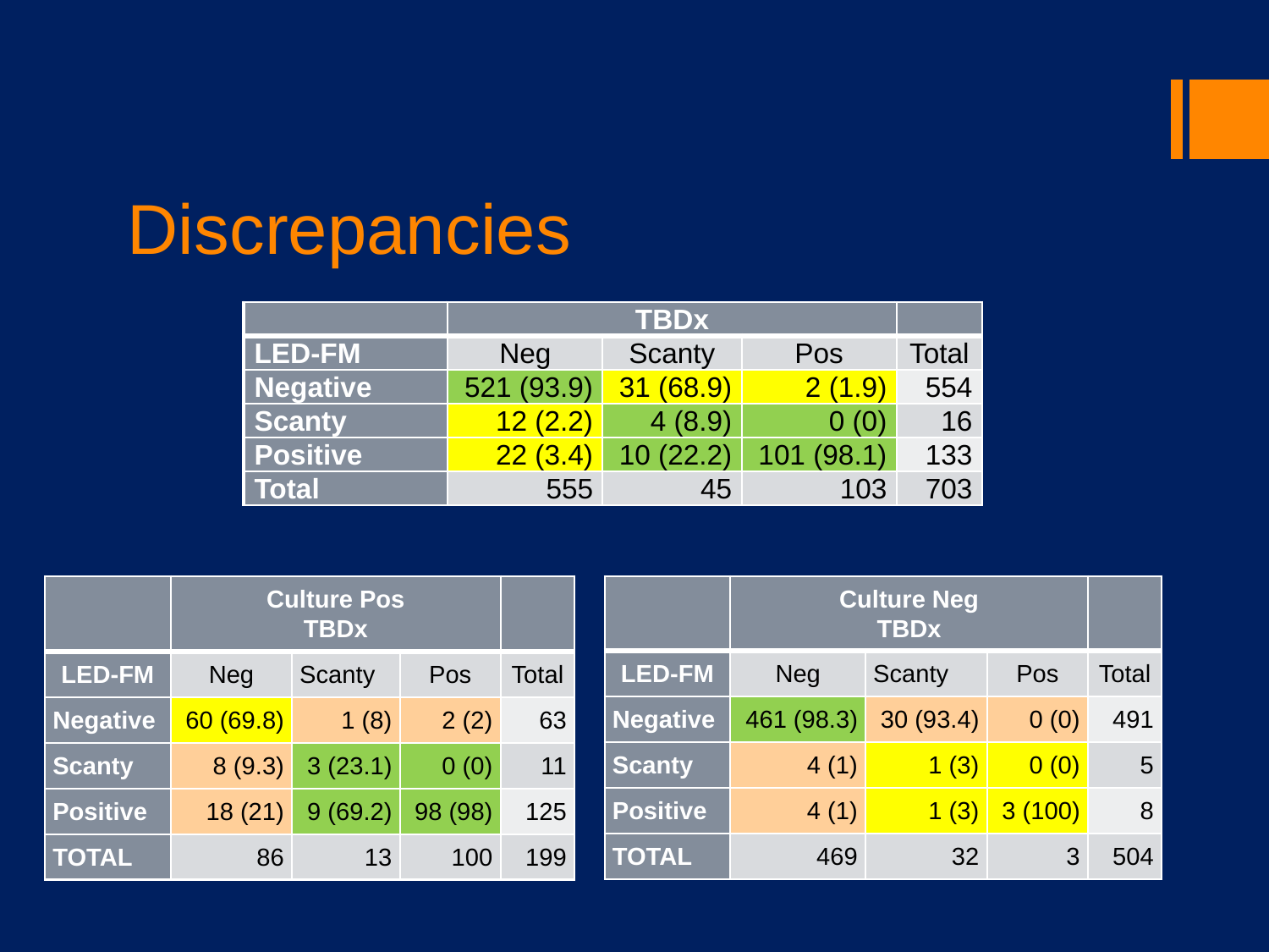# Discrepancies

| | TBDx | | | |
|---|---|---|---|---|
| **LED-FM** | Neg | Scanty | Pos | Total |
| **Negative** | 521 (93.9) | 31 (68.9) | 2 (1.9) | 554 |
| **Scanty** | 12 (2.2) | 4 (8.9) | 0 (0) | 16 |
| **Positive** | 22 (3.4) | 10 (22.2) | 101 (98.1) | 133 |
| **Total** | 555 | 45 | 103 | 703 |

| | Culture Pos TBDx | | | |
|---|---|---|---|---|
| **LED-FM** | Neg | Scanty | Pos | Total |
| **Negative** | 60 (69.8) | 1 (8) | 2 (2) | 63 |
| **Scanty** | 8 (9.3) | 3 (23.1) | 0 (0) | 11 |
| **Positive** | 18 (21) | 9 (69.2) | 98 (98) | 125 |
| **TOTAL** | 86 | 13 | 100 | 199 |

| | Culture Neg TBDx | | | |
|---|---|---|---|---|
| **LED-FM** | Neg | Scanty | Pos | Total |
| **Negative** | 461 (98.3) | 30 (93.4) | 0 (0) | 491 |
| **Scanty** | 4 (1) | 1 (3) | 0 (0) | 5 |
| **Positive** | 4 (1) | 1 (3) | 3 (100) | 8 |
| **TOTAL** | 469 | 32 | 3 | 504 |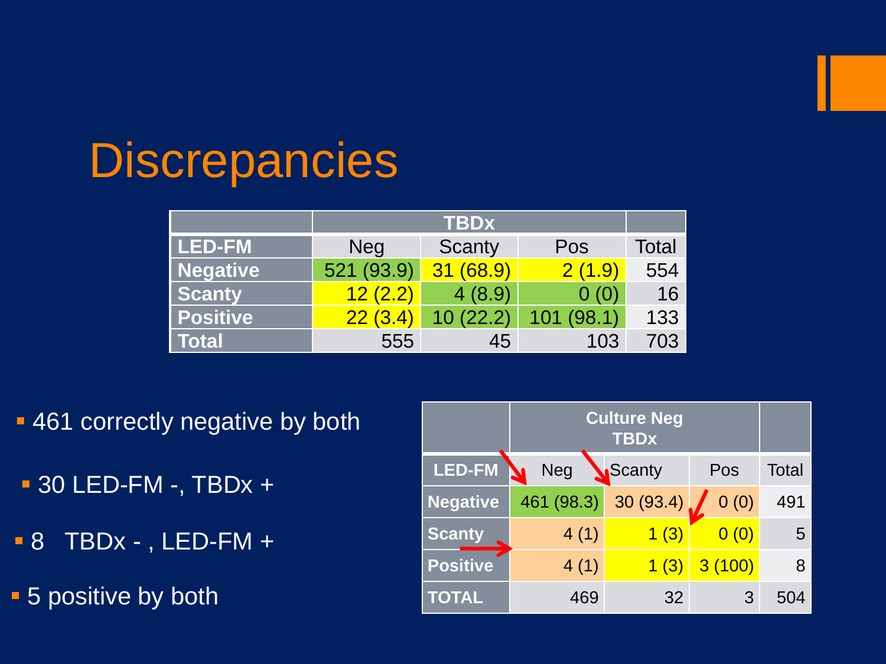# Discrepancies

| | TBDx | | | |
|---|---|---|---|---|
| **LED-FM** | Neg | Scanty | Pos | Total |
| **Negative** | 521 (93.9) | 31 (68.9) | 2 (1.9) | 554 |
| **Scanty** | 12 (2.2) | 4 (8.9) | 0 (0) | 16 |
| **Positive** | 22 (3.4) | 10 (22.2) | 101 (98.1) | 133 |
| **Total** | 555 | 45 | 103 | 703 |

- 461 correctly negative by both
- 30 LED-FM -, TBDx +
- 8 TBDx - , LED-FM +
- 5 positive by both

| | Culture Neg TBDx | | | |
|---|---|---|---|---|
| **LED-FM** | Neg | Scanty | Pos | Total |
| **Negative** | 461 (98.3) | 30 (93.4) | 0 (0) | 491 |
| **Scanty** | 4 (1) | 1 (3) | 0 (0) | 5 |
| **Positive** | 4 (1) | 1 (3) | 3 (100) | 8 |
| **TOTAL** | 469 | 32 | 3 | 504 |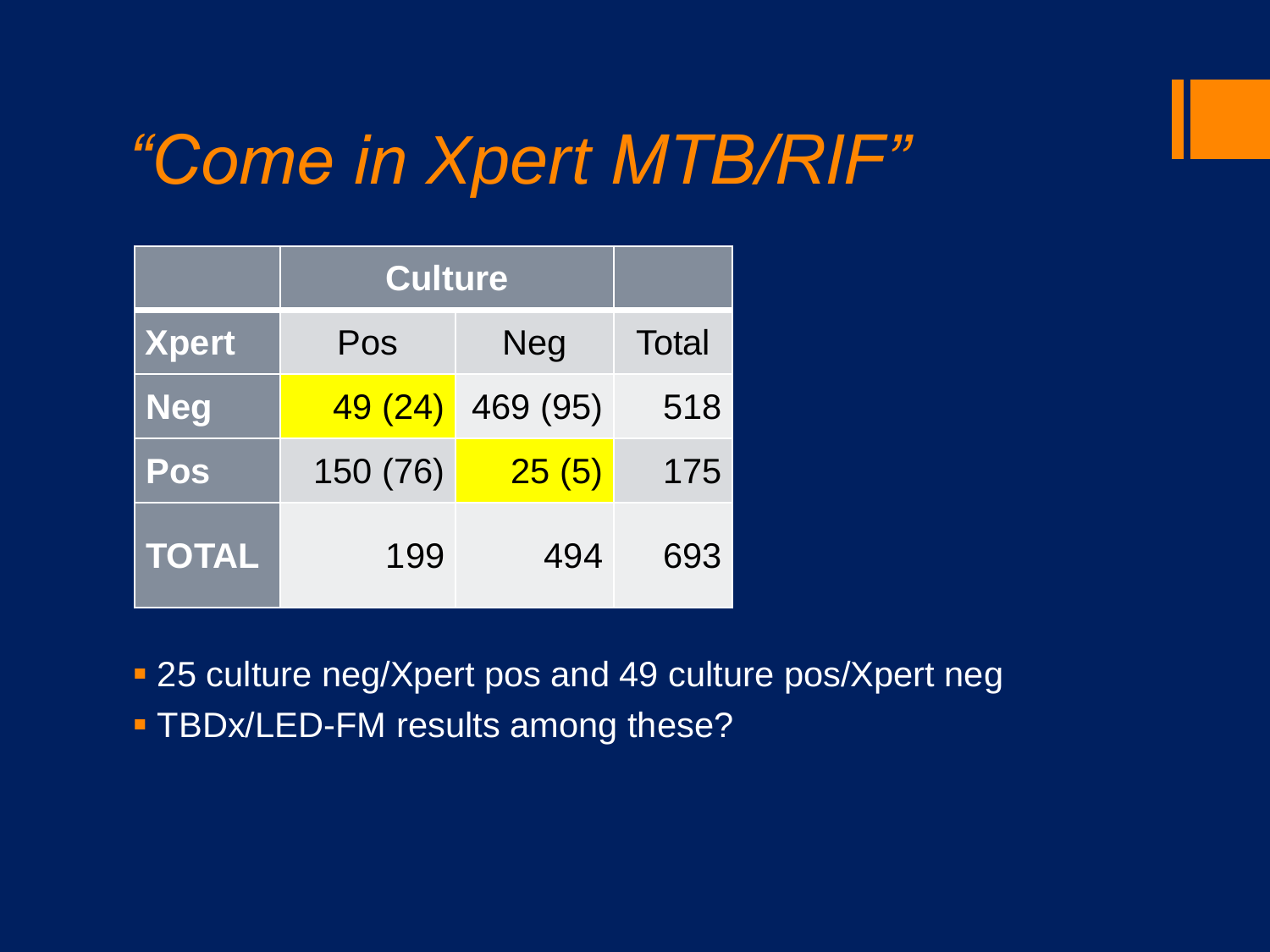# *“Come in Xpert MTB/RIF”*

| | Culture | | |
|---|---|---|---|
| **Xpert** | Pos | Neg | Total |
| **Neg** | 49 (24) | 469 (95) | 518 |
| **Pos** | 150 (76) | 25 (5) | 175 |
| **TOTAL** | 199 | 494 | 693 |

- 25 culture neg/Xpert pos and 49 culture pos/Xpert neg
- TBDx/LED-FM results among these?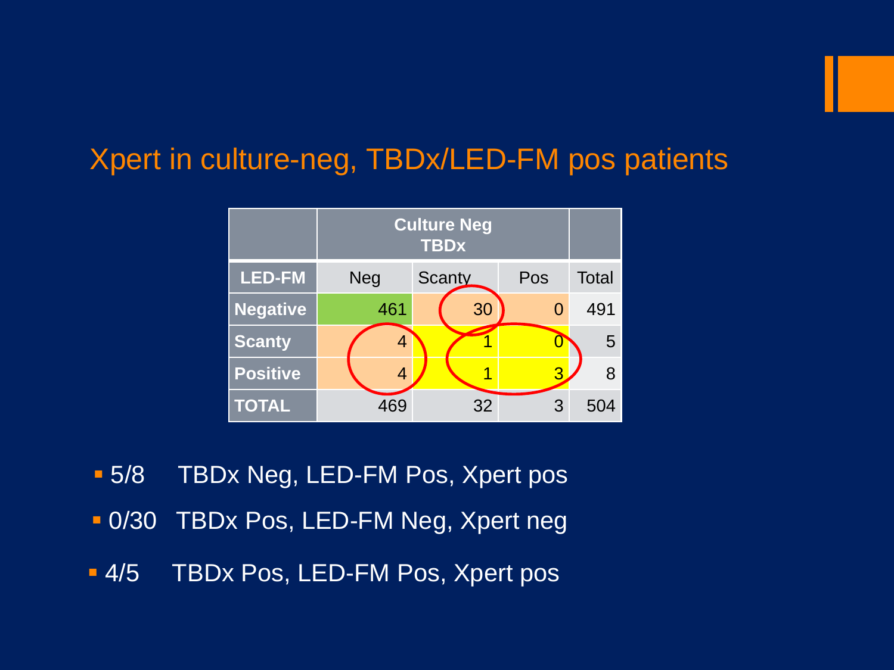## Xpert in culture-neg, TBDx/LED-FM pos patients

| | Culture Neg TBDx | | | |
|---|---|---|---|---|
| **LED-FM** | Neg | Scanty | Pos | Total |
| **Negative** | 461 | 30 | 0 | 491 |
| **Scanty** | 4 | 1 | 0 | 5 |
| **Positive** | 4 | 1 | 3 | 8 |
| **TOTAL** | 469 | 32 | 3 | 504 |

- 5/8 TBDx Neg, LED-FM Pos, Xpert pos
- 0/30 TBDx Pos, LED-FM Neg, Xpert neg
- 4/5 TBDx Pos, LED-FM Pos, Xpert pos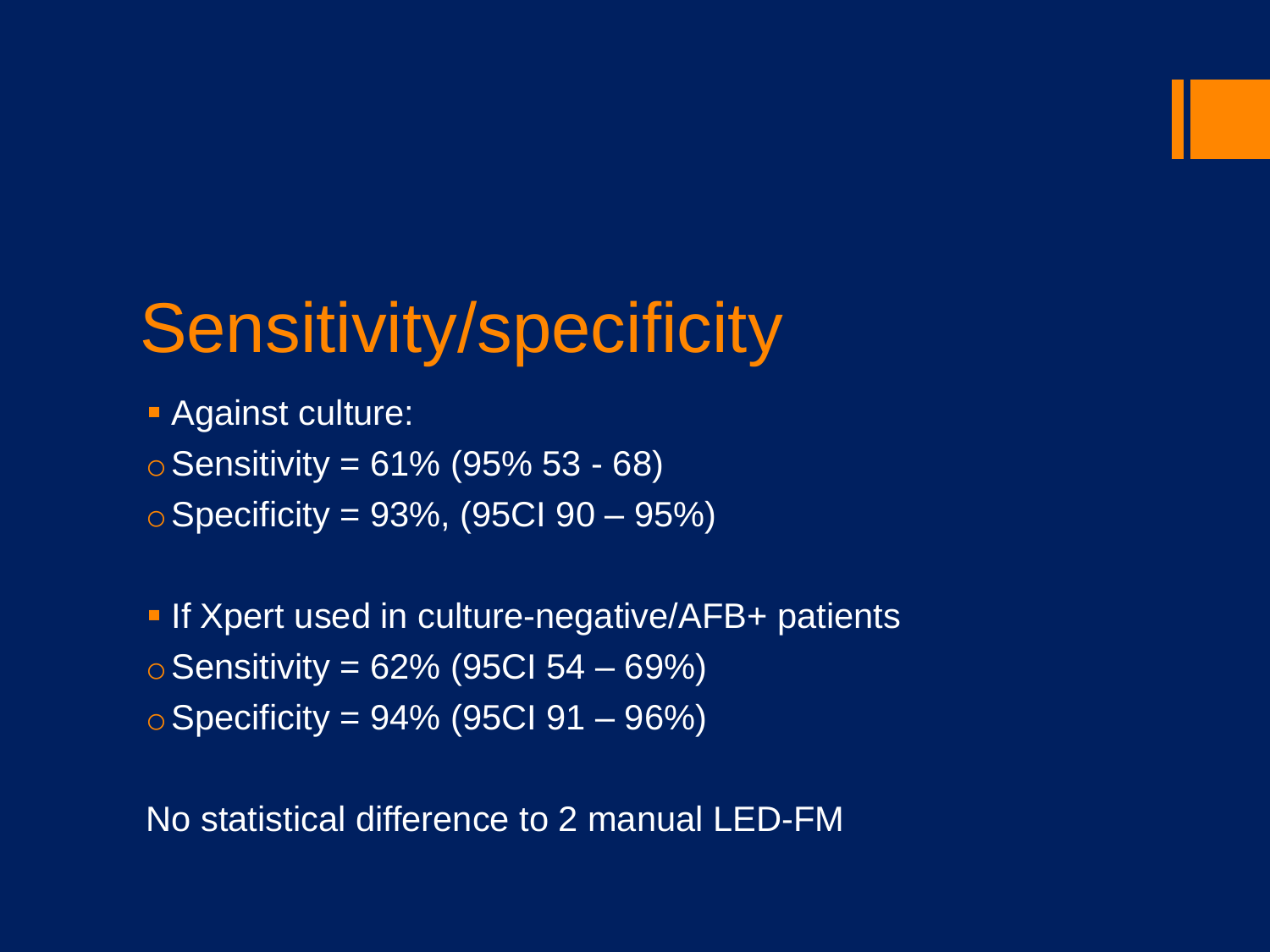# Sensitivity/specificity

- Against culture:
  - Sensitivity = 61% (95% 53 - 68)
  - Specificity = 93%, (95CI 90 – 95%)

- If Xpert used in culture-negative/AFB+ patients
  - Sensitivity = 62% (95CI 54 – 69%)
  - Specificity = 94% (95CI 91 – 96%)

No statistical difference to 2 manual LED-FM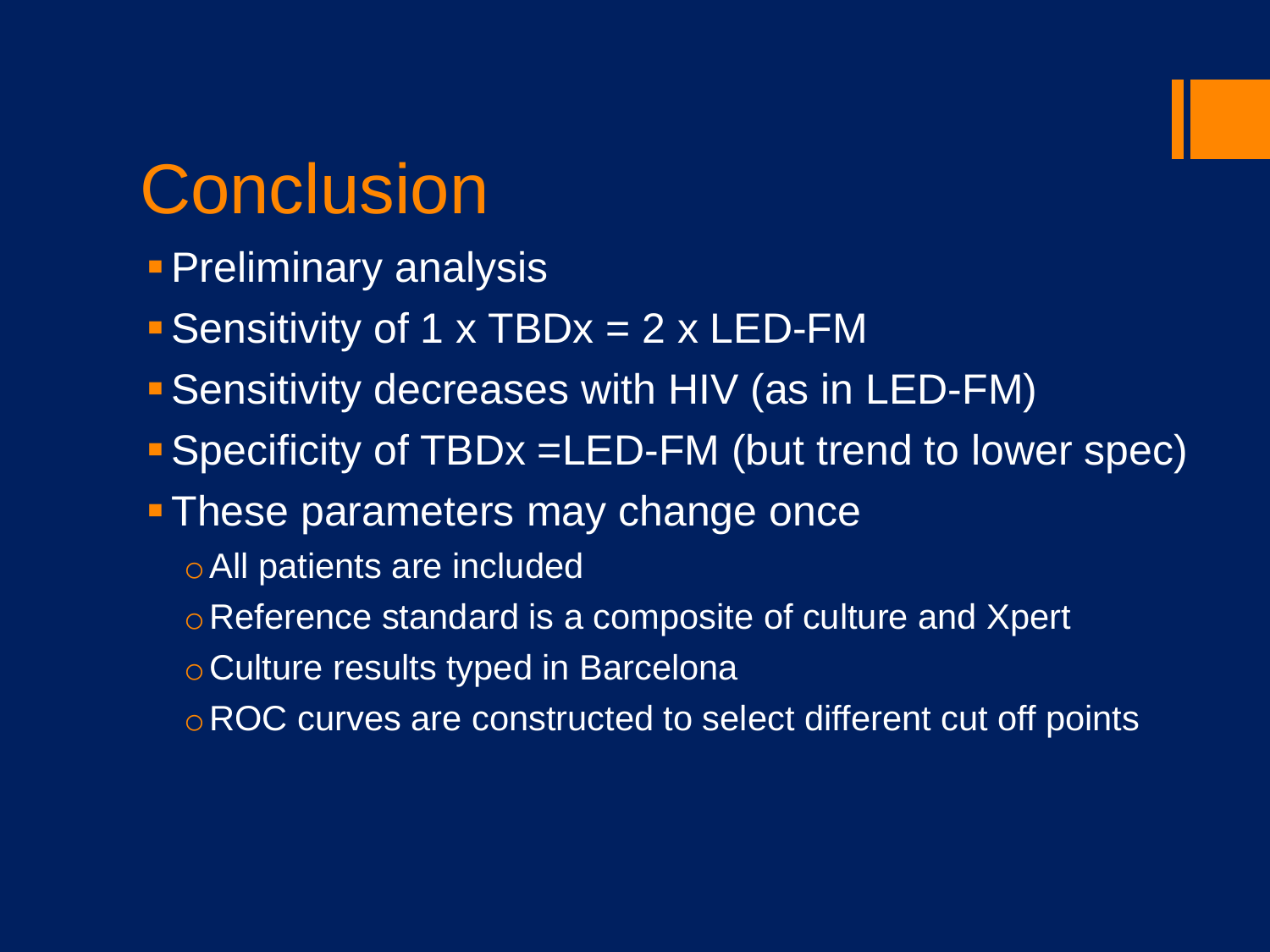# Conclusion

- Preliminary analysis
- Sensitivity of 1 x TBDx = 2 x LED-FM
- Sensitivity decreases with HIV (as in LED-FM)
- Specificity of TBDx =LED-FM (but trend to lower spec)
- These parameters may change once
  - All patients are included
  - Reference standard is a composite of culture and Xpert
  - Culture results typed in Barcelona
  - ROC curves are constructed to select different cut off points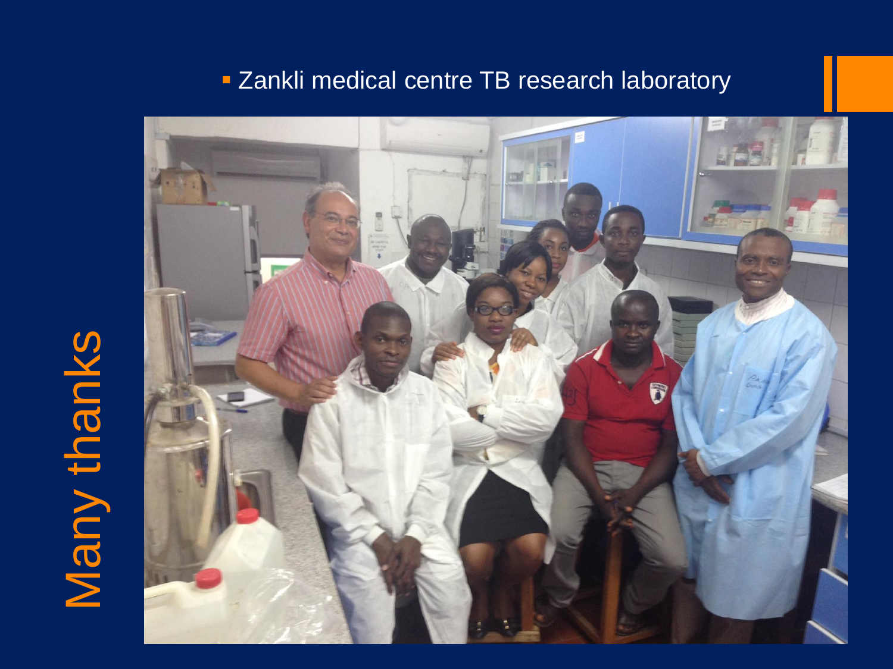# Many thanks

- Zankli medical centre TB research laboratory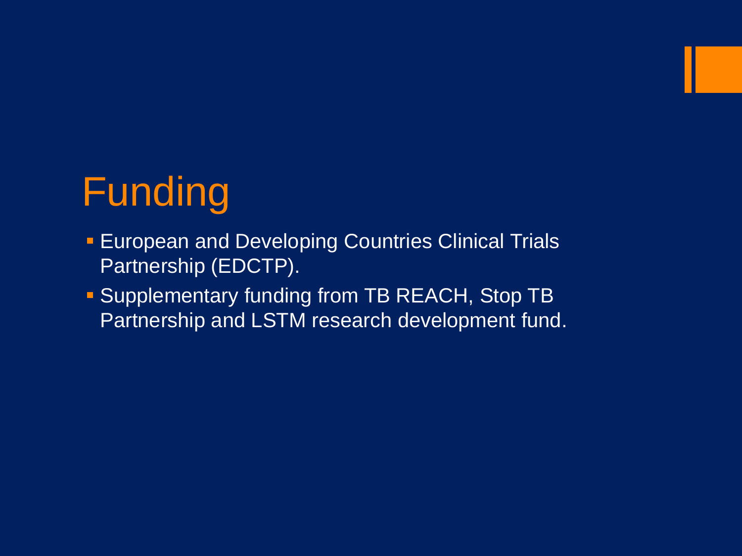# Funding

- European and Developing Countries Clinical Trials Partnership (EDCTP).
- Supplementary funding from TB REACH, Stop TB Partnership and LSTM research development fund.